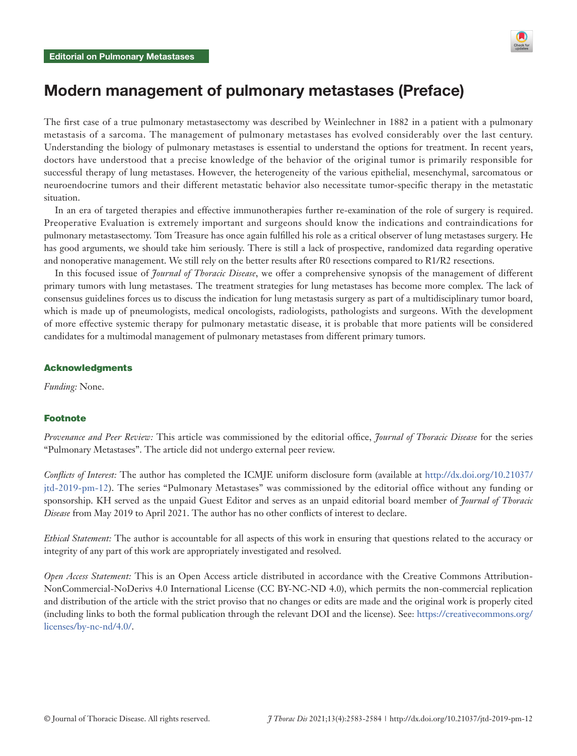Editorial on Pulmonary Metastases

# Modern management of pulmonary metastases (Preface)

The first case of a true pulmonary metastasectomy was described by Weinlechner in 1882 in a patient with a pulmonary metastasis of a sarcoma. The management of pulmonary metastases has evolved considerably over the last century. Understanding the biology of pulmonary metastases is essential to understand the options for treatment. In recent years, doctors have understood that a precise knowledge of the behavior of the original tumor is primarily responsible for successful therapy of lung metastases. However, the heterogeneity of the various epithelial, mesenchymal, sarcomatous or neuroendocrine tumors and their different metastatic behavior also necessitate tumor-specific therapy in the metastatic situation.

In an era of targeted therapies and effective immunotherapies further re-examination of the role of surgery is required. Preoperative Evaluation is extremely important and surgeons should know the indications and contraindications for pulmonary metastasectomy. Tom Treasure has once again fulfilled his role as a critical observer of lung metastases surgery. He has good arguments, we should take him seriously. There is still a lack of prospective, randomized data regarding operative and nonoperative management. We still rely on the better results after R0 resections compared to R1/R2 resections.

In this focused issue of *Journal of Thoracic Disease*, we offer a comprehensive synopsis of the management of different primary tumors with lung metastases. The treatment strategies for lung metastases has become more complex. The lack of consensus guidelines forces us to discuss the indication for lung metastasis surgery as part of a multidisciplinary tumor board, which is made up of pneumologists, medical oncologists, radiologists, pathologists and surgeons. With the development of more effective systemic therapy for pulmonary metastatic disease, it is probable that more patients will be considered candidates for a multimodal management of pulmonary metastases from different primary tumors.

## Acknowledgments

*Funding:* None.

## Footnote

*Provenance and Peer Review:* This article was commissioned by the editorial office, *Journal of Thoracic Disease* for the series "Pulmonary Metastases". The article did not undergo external peer review.

*Conflicts of Interest:* The author has completed the ICMJE uniform disclosure form (available at http://dx.doi.org/10.21037/jtd-2019-pm-12). The series "Pulmonary Metastases" was commissioned by the editorial office without any funding or sponsorship. KH served as the unpaid Guest Editor and serves as an unpaid editorial board member of *Journal of Thoracic Disease* from May 2019 to April 2021. The author has no other conflicts of interest to declare.

*Ethical Statement:* The author is accountable for all aspects of this work in ensuring that questions related to the accuracy or integrity of any part of this work are appropriately investigated and resolved.

*Open Access Statement:* This is an Open Access article distributed in accordance with the Creative Commons Attribution-NonCommercial-NoDerivs 4.0 International License (CC BY-NC-ND 4.0), which permits the non-commercial replication and distribution of the article with the strict proviso that no changes or edits are made and the original work is properly cited (including links to both the formal publication through the relevant DOI and the license). See: https://creativecommons.org/licenses/by-nc-nd/4.0/.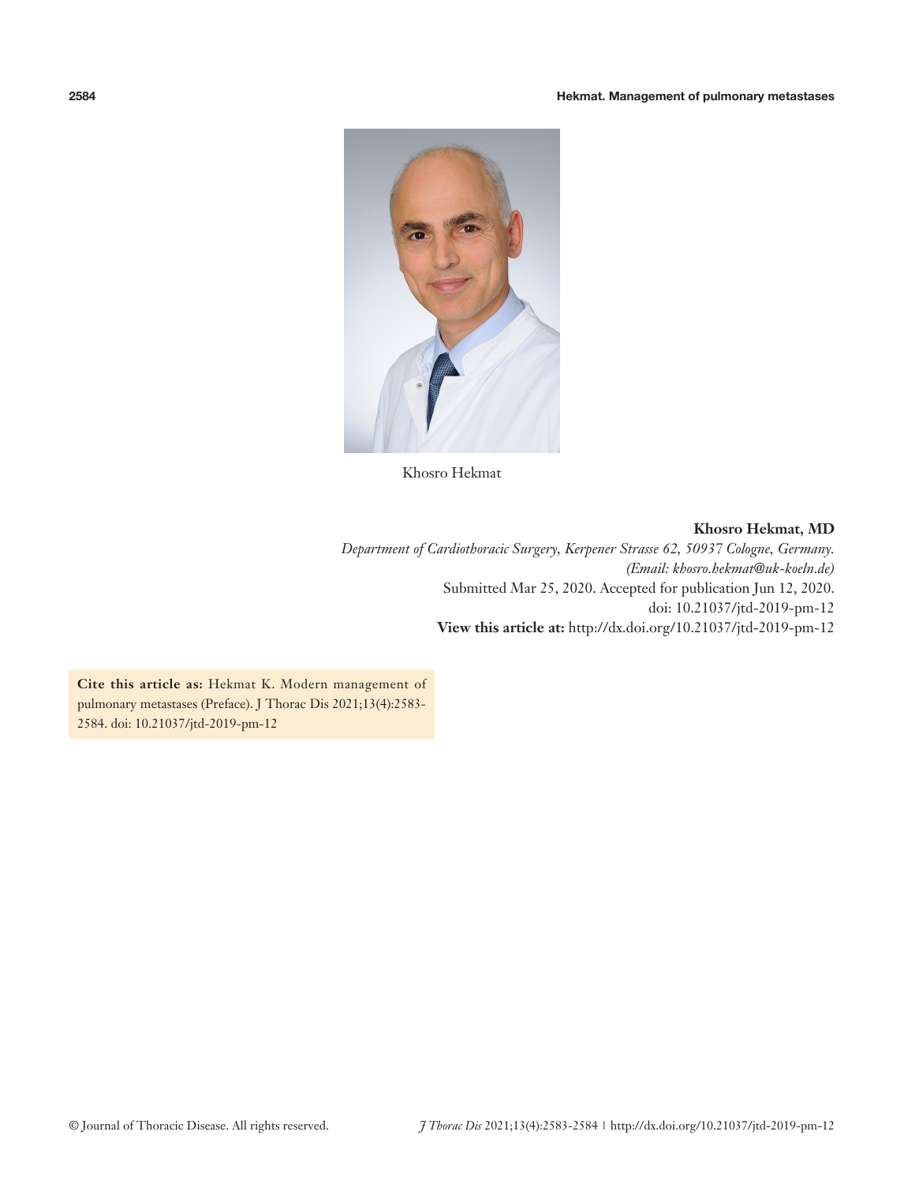Khosro Hekmat

**Khosro Hekmat, MD**

*Department of Cardiothoracic Surgery, Kerpener Strasse 62, 50937 Cologne, Germany.*
*(Email: khosro.hekmat@uk-koeln.de)*

Submitted Mar 25, 2020. Accepted for publication Jun 12, 2020.

doi: 10.21037/jtd-2019-pm-12

**View this article at:** http://dx.doi.org/10.21037/jtd-2019-pm-12

**Cite this article as:** Hekmat K. Modern management of pulmonary metastases (Preface). J Thorac Dis 2021;13(4):2583-2584. doi: 10.21037/jtd-2019-pm-12